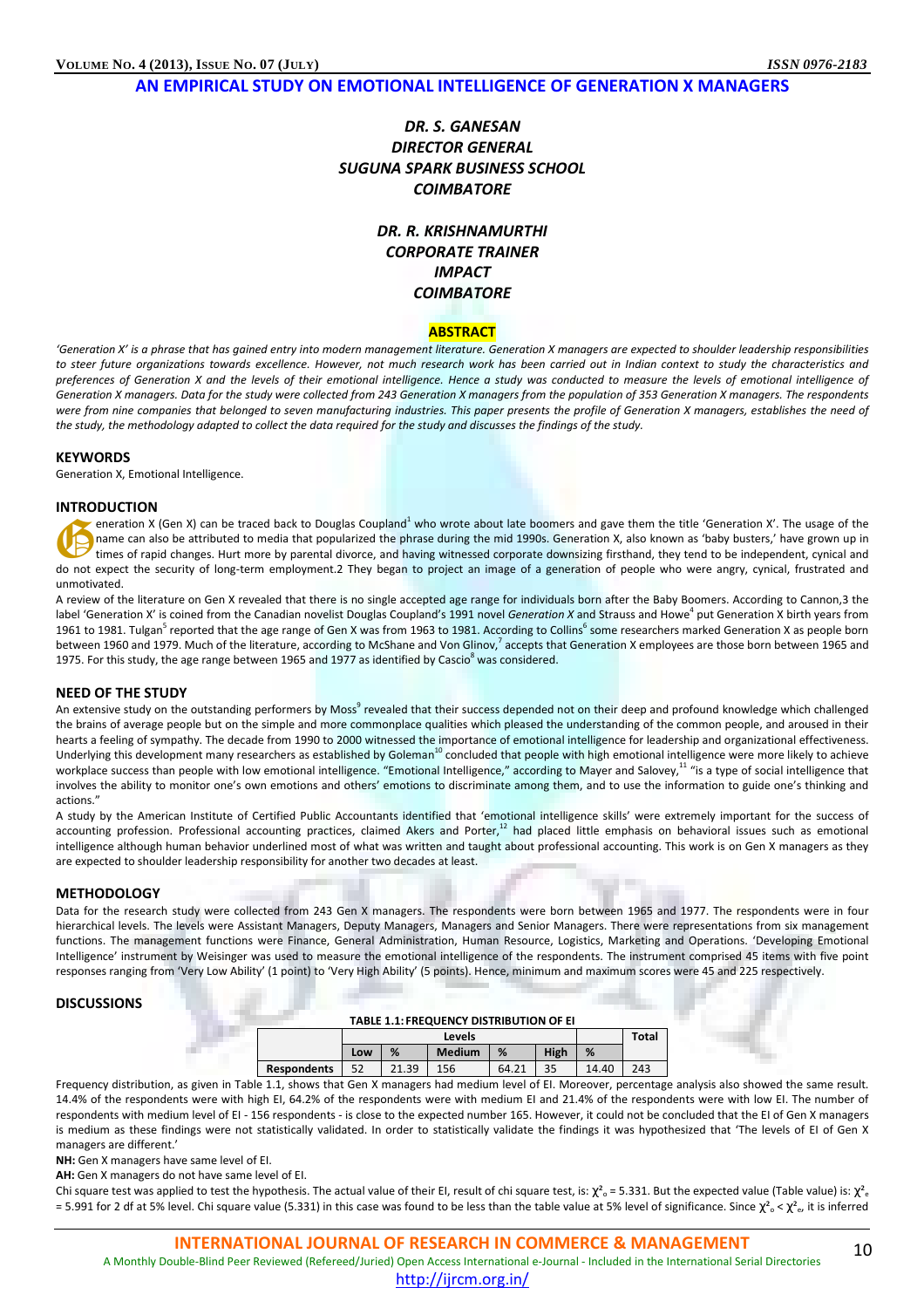# AN EMPIRICAL STUDY ON EMOTIONAL INTELLIGENCE OF GENERATION X MANAGERS

***DR. S. GANESAN***
***DIRECTOR GENERAL***
***SUGUNA SPARK BUSINESS SCHOOL***
***COIMBATORE***

***DR. R. KRISHNAMURTHI***
***CORPORATE TRAINER***
***IMPACT***
***COIMBATORE***

## ABSTRACT

*'Generation X' is a phrase that has gained entry into modern management literature. Generation X managers are expected to shoulder leadership responsibilities to steer future organizations towards excellence. However, not much research work has been carried out in Indian context to study the characteristics and preferences of Generation X and the levels of their emotional intelligence. Hence a study was conducted to measure the levels of emotional intelligence of Generation X managers. Data for the study were collected from 243 Generation X managers from the population of 353 Generation X managers. The respondents were from nine companies that belonged to seven manufacturing industries. This paper presents the profile of Generation X managers, establishes the need of the study, the methodology adapted to collect the data required for the study and discusses the findings of the study.*

## KEYWORDS

Generation X, Emotional Intelligence.

## INTRODUCTION

Generation X (Gen X) can be traced back to Douglas Coupland[1] who wrote about late boomers and gave them the title 'Generation X'. The usage of the name can also be attributed to media that popularized the phrase during the mid 1990s. Generation X, also known as 'baby busters,' have grown up in times of rapid changes. Hurt more by parental divorce, and having witnessed corporate downsizing firsthand, they tend to be independent, cynical and do not expect the security of long-term employment.2 They began to project an image of a generation of people who were angry, cynical, frustrated and unmotivated.

A review of the literature on Gen X revealed that there is no single accepted age range for individuals born after the Baby Boomers. According to Cannon,3 the label 'Generation X' is coined from the Canadian novelist Douglas Coupland's 1991 novel *Generation X* and Strauss and Howe[4] put Generation X birth years from 1961 to 1981. Tulgan[5] reported that the age range of Gen X was from 1963 to 1981. According to Collins[6] some researchers marked Generation X as people born between 1960 and 1979. Much of the literature, according to McShane and Von Glinov,[7] accepts that Generation X employees are those born between 1965 and 1975. For this study, the age range between 1965 and 1977 as identified by Cascio[8] was considered.

## NEED OF THE STUDY

An extensive study on the outstanding performers by Moss[9] revealed that their success depended not on their deep and profound knowledge which challenged the brains of average people but on the simple and more commonplace qualities which pleased the understanding of the common people, and aroused in their hearts a feeling of sympathy. The decade from 1990 to 2000 witnessed the importance of emotional intelligence for leadership and organizational effectiveness. Underlying this development many researchers as established by Goleman[10] concluded that people with high emotional intelligence were more likely to achieve workplace success than people with low emotional intelligence. "Emotional Intelligence," according to Mayer and Salovey,[11] "is a type of social intelligence that involves the ability to monitor one's own emotions and others' emotions to discriminate among them, and to use the information to guide one's thinking and actions."

A study by the American Institute of Certified Public Accountants identified that 'emotional intelligence skills' were extremely important for the success of accounting profession. Professional accounting practices, claimed Akers and Porter,[12] had placed little emphasis on behavioral issues such as emotional intelligence although human behavior underlined most of what was written and taught about professional accounting. This work is on Gen X managers as they are expected to shoulder leadership responsibility for another two decades at least.

## METHODOLOGY

Data for the research study were collected from 243 Gen X managers. The respondents were born between 1965 and 1977. The respondents were in four hierarchical levels. The levels were Assistant Managers, Deputy Managers, Managers and Senior Managers. There were representations from six management functions. The management functions were Finance, General Administration, Human Resource, Logistics, Marketing and Operations. 'Developing Emotional Intelligence' instrument by Weisinger was used to measure the emotional intelligence of the respondents. The instrument comprised 45 items with five point responses ranging from 'Very Low Ability' (1 point) to 'Very High Ability' (5 points). Hence, minimum and maximum scores were 45 and 225 respectively.

## DISCUSSIONS

**TABLE 1.1: FREQUENCY DISTRIBUTION OF EI**

| | Levels | | | | | | Total |
|---|---|---|---|---|---|---|---|
| | Low | % | Medium | % | High | % | |
| Respondents | 52 | 21.39 | 156 | 64.21 | 35 | 14.40 | 243 |

Frequency distribution, as given in Table 1.1, shows that Gen X managers had medium level of EI. Moreover, percentage analysis also showed the same result. 14.4% of the respondents were with high EI, 64.2% of the respondents were with medium EI and 21.4% of the respondents were with low EI. The number of respondents with medium level of EI - 156 respondents - is close to the expected number 165. However, it could not be concluded that the EI of Gen X managers is medium as these findings were not statistically validated. In order to statistically validate the findings it was hypothesized that 'The levels of EI of Gen X managers are different.'

**NH:** Gen X managers have same level of EI.

**AH:** Gen X managers do not have same level of EI.

Chi square test was applied to test the hypothesis. The actual value of their EI, result of chi square test, is: $\chi^2_o = 5.331$. But the expected value (Table value) is: $\chi^2_e = 5.991$ for 2 df at 5% level. Chi square value (5.331) in this case was found to be less than the table value at 5% level of significance. Since $\chi^2_o < \chi^2_e$, it is inferred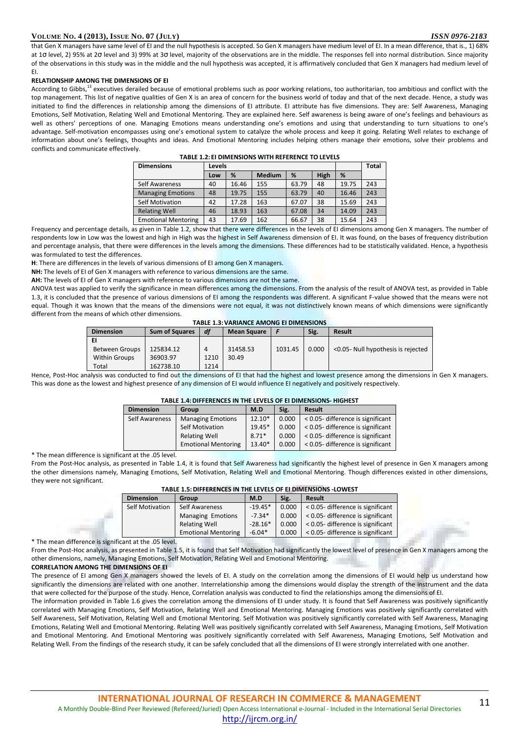that Gen X managers have same level of EI and the null hypothesis is accepted. So Gen X managers have medium level of EI. In a mean difference, that is., 1) 68% at 1σ level, 2) 95% at 2σ level and 3) 99% at 3σ level, majority of the observations are in the middle. The responses fell into normal distribution. Since majority of the observations in this study was in the middle and the null hypothesis was accepted, it is affirmatively concluded that Gen X managers had medium level of EI.

**RELATIONSHIP AMONG THE DIMENSIONS OF EI**

According to Gibbs,[13] executives derailed because of emotional problems such as poor working relations, too authoritarian, too ambitious and conflict with the top management. This list of negative qualities of Gen X is an area of concern for the business world of today and that of the next decade. Hence, a study was initiated to find the differences in relationship among the dimensions of EI attribute. EI attribute has five dimensions. They are: Self Awareness, Managing Emotions, Self Motivation, Relating Well and Emotional Mentoring. They are explained here. Self awareness is being aware of one's feelings and behaviours as well as others' perceptions of one. Managing Emotions means understanding one's emotions and using that understanding to turn situations to one's advantage. Self-motivation encompasses using one's emotional system to catalyze the whole process and keep it going. Relating Well relates to exchange of information about one's feelings, thoughts and ideas. And Emotional Mentoring includes helping others manage their emotions, solve their problems and conflicts and communicate effectively.

**TABLE 1.2: EI DIMENSIONS WITH REFERENCE TO LEVELS**

| Dimensions | Levels | | | | | | Total |
|---|---|---|---|---|---|---|---|
| | Low | % | Medium | % | High | % | |
| Self Awareness | 40 | 16.46 | 155 | 63.79 | 48 | 19.75 | 243 |
| Managing Emotions | 48 | 19.75 | 155 | 63.79 | 40 | 16.46 | 243 |
| Self Motivation | 42 | 17.28 | 163 | 67.07 | 38 | 15.69 | 243 |
| Relating Well | 46 | 18.93 | 163 | 67.08 | 34 | 14.09 | 243 |
| Emotional Mentoring | 43 | 17.69 | 162 | 66.67 | 38 | 15.64 | 243 |

Frequency and percentage details, as given in Table 1.2, show that there were differences in the levels of EI dimensions among Gen X managers. The number of respondents low in Low was the lowest and high in High was the highest in Self Awareness dimension of EI. It was found, on the bases of frequency distribution and percentage analysis, that there were differences in the levels among the dimensions. These differences had to be statistically validated. Hence, a hypothesis was formulated to test the differences.

**H**: There are differences in the levels of various dimensions of EI among Gen X managers.

**NH:** The levels of EI of Gen X managers with reference to various dimensions are the same.

**AH:** The levels of EI of Gen X managers with reference to various dimensions are not the same.

ANOVA test was applied to verify the significance in mean differences among the dimensions. From the analysis of the result of ANOVA test, as provided in Table 1.3, it is concluded that the presence of various dimensions of EI among the respondents was different. A significant F-value showed that the means were not equal. Though it was known that the means of the dimensions were not equal, it was not distinctively known means of which dimensions were significantly different from the means of which other dimensions.

**TABLE 1.3: VARIANCE AMONG EI DIMENSIONS**

| Dimension | Sum of Squares | *df* | Mean Square | *F* | Sig. | Result |
|---|---|---|---|---|---|---|
| EI | | | | | | |
| Between Groups | 125834.12 | 4 | 31458.53 | 1031.45 | 0.000 | <0.05- Null hypothesis is rejected |
| Within Groups | 36903.97 | 1210 | 30.49 | | | |
| Total | 162738.10 | 1214 | | | | |

Hence, Post-Hoc analysis was conducted to find out the dimensions of EI that had the highest and lowest presence among the dimensions in Gen X managers. This was done as the lowest and highest presence of any dimension of EI would influence EI negatively and positively respectively.

**TABLE 1.4: DIFFERENCES IN THE LEVELS OF EI DIMENSIONS- HIGHEST**

| Dimension | Group | M.D | Sig. | Result |
|---|---|---|---|---|
| Self Awareness | Managing Emotions | 12.10* | 0.000 | < 0.05- difference is significant |
| | Self Motivation | 19.45* | 0.000 | < 0.05- difference is significant |
| | Relating Well | 8.71* | 0.000 | < 0.05- difference is significant |
| | Emotional Mentoring | 13.40* | 0.000 | < 0.05- difference is significant |

* The mean difference is significant at the .05 level.

From the Post-Hoc analysis, as presented in Table 1.4, it is found that Self Awareness had significantly the highest level of presence in Gen X managers among the other dimensions namely, Managing Emotions, Self Motivation, Relating Well and Emotional Mentoring. Though differences existed in other dimensions, they were not significant.

**TABLE 1.5: DIFFERENCES IN THE LEVELS OF EI DIMENSIONS -LOWEST**

| Dimension | Group | M.D | Sig. | Result |
|---|---|---|---|---|
| Self Motivation | Self Awareness | -19.45* | 0.000 | < 0.05- difference is significant |
| | Managing Emotions | -7.34* | 0.000 | < 0.05- difference is significant |
| | Relating Well | -28.16* | 0.000 | < 0.05- difference is significant |
| | Emotional Mentoring | -6.04* | 0.000 | < 0.05- difference is significant |

* The mean difference is significant at the .05 level.

From the Post-Hoc analysis, as presented in Table 1.5, it is found that Self Motivation had significantly the lowest level of presence in Gen X managers among the other dimensions, namely, Managing Emotions, Self Motivation, Relating Well and Emotional Mentoring.

**CORRELATION AMONG THE DIMENSIONS OF EI**

The presence of EI among Gen X managers showed the levels of EI. A study on the correlation among the dimensions of EI would help us understand how significantly the dimensions are related with one another. Interrelationship among the dimensions would display the strength of the instrument and the data that were collected for the purpose of the study. Hence, Correlation analysis was conducted to find the relationships among the dimensions of EI.

The information provided in Table 1.6 gives the correlation among the dimensions of EI under study. It is found that Self Awareness was positively significantly correlated with Managing Emotions, Self Motivation, Relating Well and Emotional Mentoring. Managing Emotions was positively significantly correlated with Self Awareness, Self Motivation, Relating Well and Emotional Mentoring. Self Motivation was positively significantly correlated with Self Awareness, Managing Emotions, Relating Well and Emotional Mentoring. Relating Well was positively significantly correlated with Self Awareness, Managing Emotions, Self Motivation and Emotional Mentoring. And Emotional Mentoring was positively significantly correlated with Self Awareness, Managing Emotions, Self Motivation and Relating Well. From the findings of the research study, it can be safely concluded that all the dimensions of EI were strongly interrelated with one another.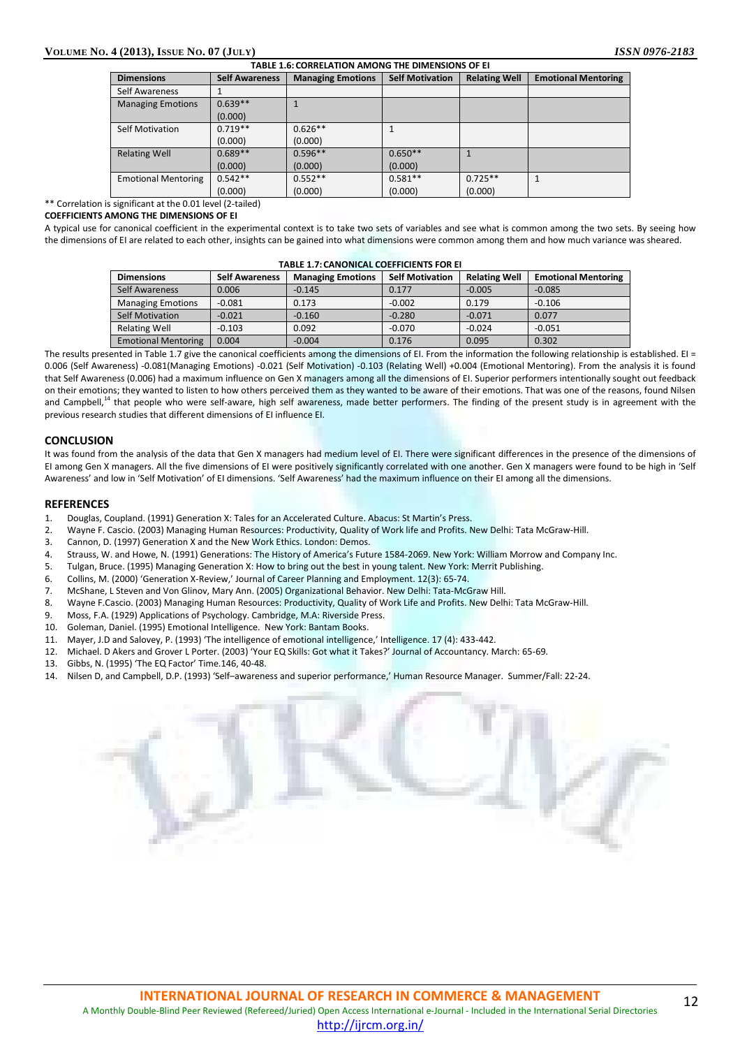**TABLE 1.6: CORRELATION AMONG THE DIMENSIONS OF EI**

| Dimensions | Self Awareness | Managing Emotions | Self Motivation | Relating Well | Emotional Mentoring |
|---|---|---|---|---|---|
| Self Awareness | 1 | | | | |
| Managing Emotions | 0.639** (0.000) | 1 | | | |
| Self Motivation | 0.719** (0.000) | 0.626** (0.000) | 1 | | |
| Relating Well | 0.689** (0.000) | 0.596** (0.000) | 0.650** (0.000) | 1 | |
| Emotional Mentoring | 0.542** (0.000) | 0.552** (0.000) | 0.581** (0.000) | 0.725** (0.000) | 1 |

** Correlation is significant at the 0.01 level (2-tailed)

**COEFFICIENTS AMONG THE DIMENSIONS OF EI**

A typical use for canonical coefficient in the experimental context is to take two sets of variables and see what is common among the two sets. By seeing how the dimensions of EI are related to each other, insights can be gained into what dimensions were common among them and how much variance was sheared.

**TABLE 1.7: CANONICAL COEFFICIENTS FOR EI**

| Dimensions | Self Awareness | Managing Emotions | Self Motivation | Relating Well | Emotional Mentoring |
|---|---|---|---|---|---|
| Self Awareness | 0.006 | -0.145 | 0.177 | -0.005 | -0.085 |
| Managing Emotions | -0.081 | 0.173 | -0.002 | 0.179 | -0.106 |
| Self Motivation | -0.021 | -0.160 | -0.280 | -0.071 | 0.077 |
| Relating Well | -0.103 | 0.092 | -0.070 | -0.024 | -0.051 |
| Emotional Mentoring | 0.004 | -0.004 | 0.176 | 0.095 | 0.302 |

The results presented in Table 1.7 give the canonical coefficients among the dimensions of EI. From the information the following relationship is established. EI = 0.006 (Self Awareness) -0.081(Managing Emotions) -0.021 (Self Motivation) -0.103 (Relating Well) +0.004 (Emotional Mentoring). From the analysis it is found that Self Awareness (0.006) had a maximum influence on Gen X managers among all the dimensions of EI. Superior performers intentionally sought out feedback on their emotions; they wanted to listen to how others perceived them as they wanted to be aware of their emotions. That was one of the reasons, found Nilsen and Campbell,[14] that people who were self-aware, high self awareness, made better performers. The finding of the present study is in agreement with the previous research studies that different dimensions of EI influence EI.

## CONCLUSION

It was found from the analysis of the data that Gen X managers had medium level of EI. There were significant differences in the presence of the dimensions of EI among Gen X managers. All the five dimensions of EI were positively significantly correlated with one another. Gen X managers were found to be high in 'Self Awareness' and low in 'Self Motivation' of EI dimensions. 'Self Awareness' had the maximum influence on their EI among all the dimensions.

## REFERENCES

1. Douglas, Coupland. (1991) Generation X: Tales for an Accelerated Culture. Abacus: St Martin's Press.
2. Wayne F. Cascio. (2003) Managing Human Resources: Productivity, Quality of Work life and Profits. New Delhi: Tata McGraw-Hill.
3. Cannon, D. (1997) Generation X and the New Work Ethics. London: Demos.
4. Strauss, W. and Howe, N. (1991) Generations: The History of America's Future 1584-2069. New York: William Morrow and Company Inc.
5. Tulgan, Bruce. (1995) Managing Generation X: How to bring out the best in young talent. New York: Merrit Publishing.
6. Collins, M. (2000) 'Generation X-Review,' Journal of Career Planning and Employment. 12(3): 65-74.
7. McShane, L Steven and Von Glinov, Mary Ann. (2005) Organizational Behavior. New Delhi: Tata-McGraw Hill.
8. Wayne F.Cascio. (2003) Managing Human Resources: Productivity, Quality of Work Life and Profits. New Delhi: Tata McGraw-Hill.
9. Moss, F.A. (1929) Applications of Psychology. Cambridge, M.A: Riverside Press.
10. Goleman, Daniel. (1995) Emotional Intelligence. New York: Bantam Books.
11. Mayer, J.D and Salovey, P. (1993) 'The intelligence of emotional intelligence,' Intelligence. 17 (4): 433-442.
12. Michael. D Akers and Grover L Porter. (2003) 'Your EQ Skills: Got what it Takes?' Journal of Accountancy. March: 65-69.
13. Gibbs, N. (1995) 'The EQ Factor' Time.146, 40-48.
14. Nilsen D, and Campbell, D.P. (1993) 'Self–awareness and superior performance,' Human Resource Manager. Summer/Fall: 22-24.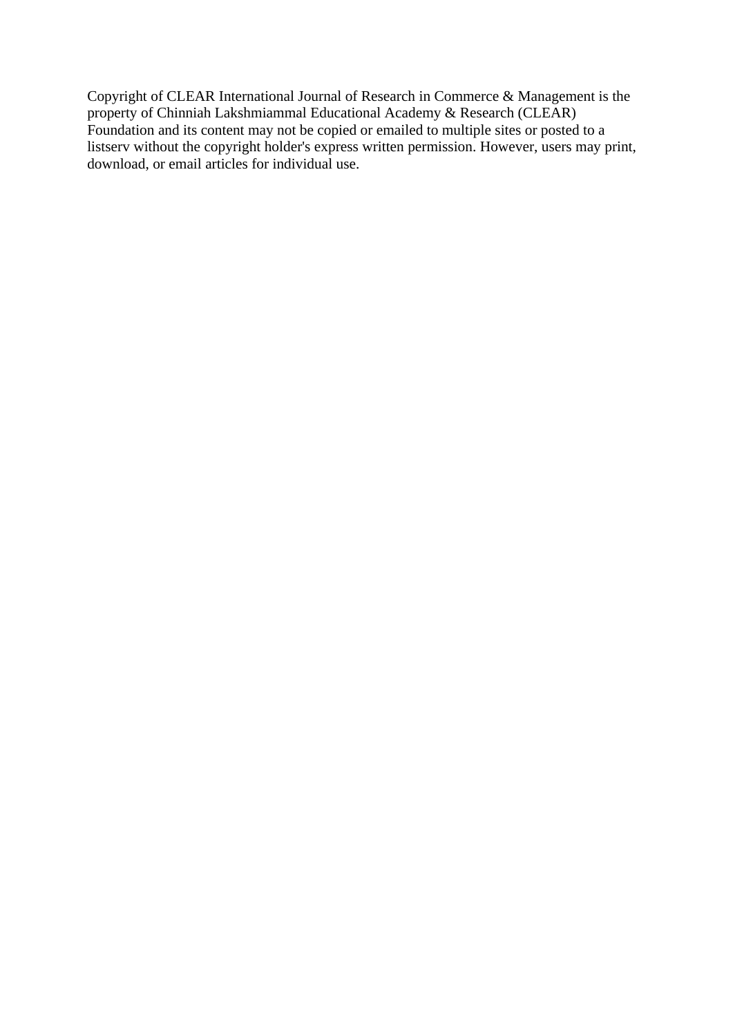Copyright of CLEAR International Journal of Research in Commerce & Management is the property of Chinniah Lakshmiammal Educational Academy & Research (CLEAR) Foundation and its content may not be copied or emailed to multiple sites or posted to a listserv without the copyright holder's express written permission. However, users may print, download, or email articles for individual use.